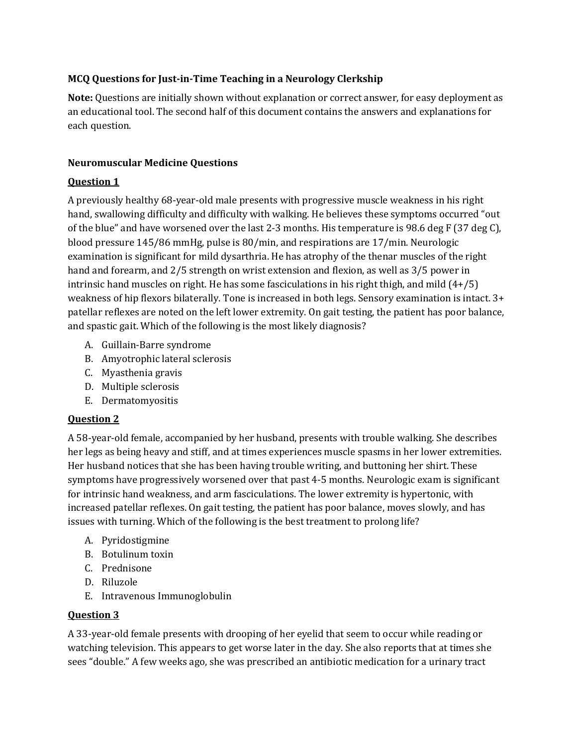**MCQ Questions for Just-in-Time Teaching in a Neurology Clerkship**

**Note:** Questions are initially shown without explanation or correct answer, for easy deployment as an educational tool. The second half of this document contains the answers and explanations for each question.

**Neuromuscular Medicine Questions**

**Question 1**

A previously healthy 68-year-old male presents with progressive muscle weakness in his right hand, swallowing difficulty and difficulty with walking. He believes these symptoms occurred "out of the blue" and have worsened over the last 2-3 months. His temperature is 98.6 deg F (37 deg C), blood pressure 145/86 mmHg, pulse is 80/min, and respirations are 17/min. Neurologic examination is significant for mild dysarthria. He has atrophy of the thenar muscles of the right hand and forearm, and 2/5 strength on wrist extension and flexion, as well as 3/5 power in intrinsic hand muscles on right. He has some fasciculations in his right thigh, and mild (4+/5) weakness of hip flexors bilaterally. Tone is increased in both legs. Sensory examination is intact. 3+ patellar reflexes are noted on the left lower extremity. On gait testing, the patient has poor balance, and spastic gait. Which of the following is the most likely diagnosis?

A. Guillain-Barre syndrome
B. Amyotrophic lateral sclerosis
C. Myasthenia gravis
D. Multiple sclerosis
E. Dermatomyositis

**Question 2**

A 58-year-old female, accompanied by her husband, presents with trouble walking. She describes her legs as being heavy and stiff, and at times experiences muscle spasms in her lower extremities. Her husband notices that she has been having trouble writing, and buttoning her shirt. These symptoms have progressively worsened over that past 4-5 months. Neurologic exam is significant for intrinsic hand weakness, and arm fasciculations. The lower extremity is hypertonic, with increased patellar reflexes. On gait testing, the patient has poor balance, moves slowly, and has issues with turning. Which of the following is the best treatment to prolong life?

A. Pyridostigmine
B. Botulinum toxin
C. Prednisone
D. Riluzole
E. Intravenous Immunoglobulin

**Question 3**

A 33-year-old female presents with drooping of her eyelid that seem to occur while reading or watching television. This appears to get worse later in the day. She also reports that at times she sees "double." A few weeks ago, she was prescribed an antibiotic medication for a urinary tract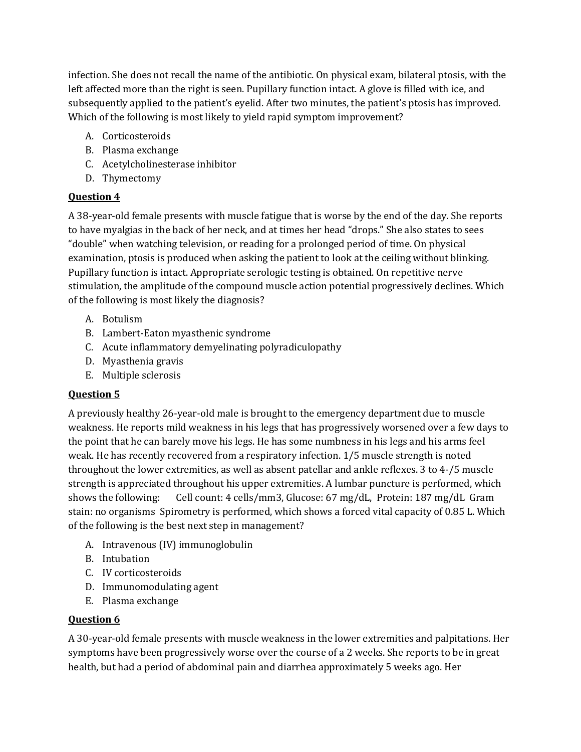infection. She does not recall the name of the antibiotic. On physical exam, bilateral ptosis, with the left affected more than the right is seen. Pupillary function intact. A glove is filled with ice, and subsequently applied to the patient's eyelid. After two minutes, the patient's ptosis has improved. Which of the following is most likely to yield rapid symptom improvement?

A. Corticosteroids
B. Plasma exchange
C. Acetylcholinesterase inhibitor
D. Thymectomy

**Question 4**

A 38-year-old female presents with muscle fatigue that is worse by the end of the day. She reports to have myalgias in the back of her neck, and at times her head "drops." She also states to sees "double" when watching television, or reading for a prolonged period of time. On physical examination, ptosis is produced when asking the patient to look at the ceiling without blinking. Pupillary function is intact. Appropriate serologic testing is obtained. On repetitive nerve stimulation, the amplitude of the compound muscle action potential progressively declines. Which of the following is most likely the diagnosis?

A. Botulism
B. Lambert-Eaton myasthenic syndrome
C. Acute inflammatory demyelinating polyradiculopathy
D. Myasthenia gravis
E. Multiple sclerosis

**Question 5**

A previously healthy 26-year-old male is brought to the emergency department due to muscle weakness. He reports mild weakness in his legs that has progressively worsened over a few days to the point that he can barely move his legs. He has some numbness in his legs and his arms feel weak. He has recently recovered from a respiratory infection. 1/5 muscle strength is noted throughout the lower extremities, as well as absent patellar and ankle reflexes. 3 to 4-/5 muscle strength is appreciated throughout his upper extremities. A lumbar puncture is performed, which shows the following: Cell count: 4 cells/mm3, Glucose: 67 mg/dL, Protein: 187 mg/dL Gram stain: no organisms Spirometry is performed, which shows a forced vital capacity of 0.85 L. Which of the following is the best next step in management?

A. Intravenous (IV) immunoglobulin
B. Intubation
C. IV corticosteroids
D. Immunomodulating agent
E. Plasma exchange

**Question 6**

A 30-year-old female presents with muscle weakness in the lower extremities and palpitations. Her symptoms have been progressively worse over the course of a 2 weeks. She reports to be in great health, but had a period of abdominal pain and diarrhea approximately 5 weeks ago. Her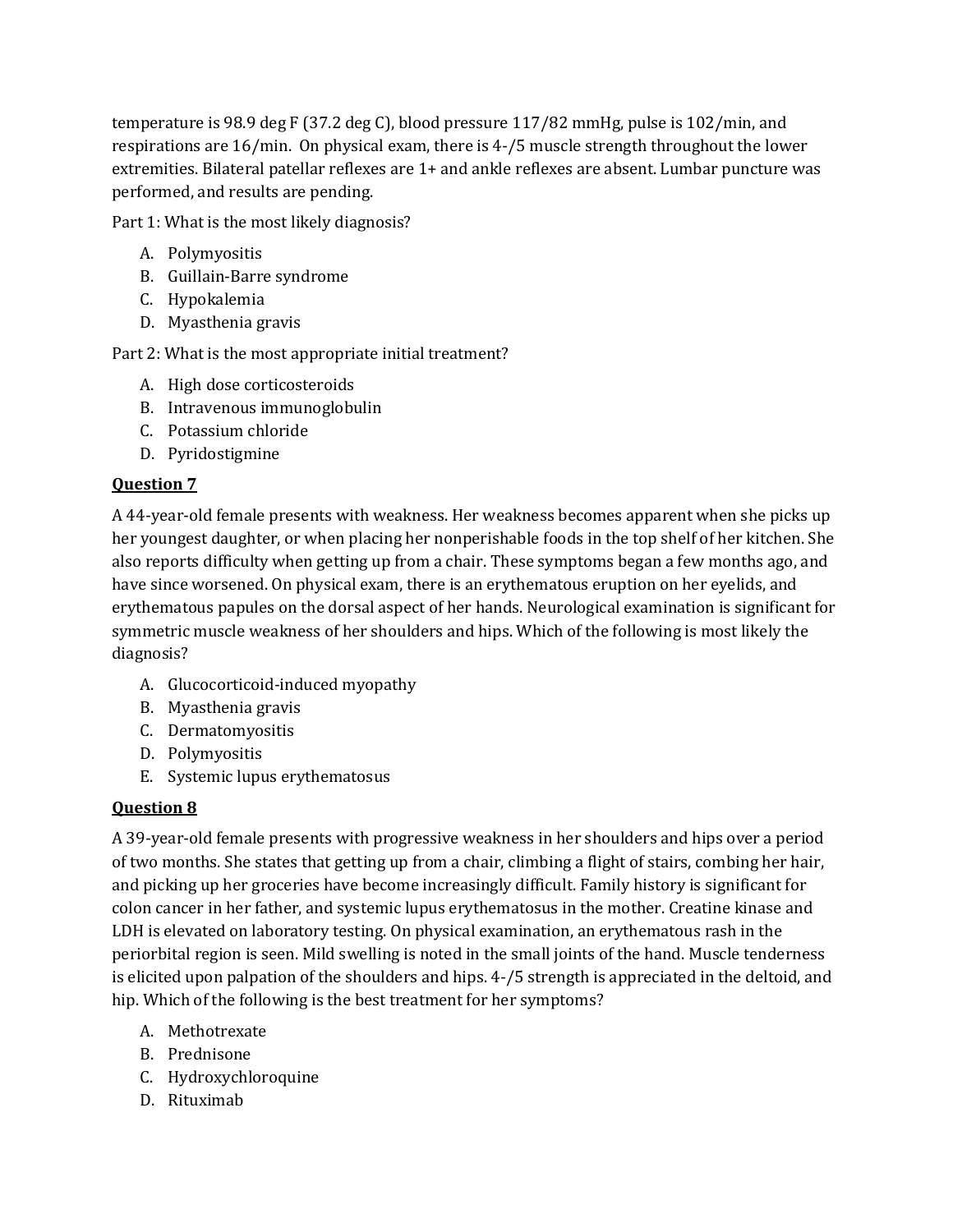temperature is 98.9 deg F (37.2 deg C), blood pressure 117/82 mmHg, pulse is 102/min, and respirations are 16/min. On physical exam, there is 4-/5 muscle strength throughout the lower extremities. Bilateral patellar reflexes are 1+ and ankle reflexes are absent. Lumbar puncture was performed, and results are pending.

Part 1: What is the most likely diagnosis?

A. Polymyositis
B. Guillain-Barre syndrome
C. Hypokalemia
D. Myasthenia gravis

Part 2: What is the most appropriate initial treatment?

A. High dose corticosteroids
B. Intravenous immunoglobulin
C. Potassium chloride
D. Pyridostigmine

**Question 7**

A 44-year-old female presents with weakness. Her weakness becomes apparent when she picks up her youngest daughter, or when placing her nonperishable foods in the top shelf of her kitchen. She also reports difficulty when getting up from a chair. These symptoms began a few months ago, and have since worsened. On physical exam, there is an erythematous eruption on her eyelids, and erythematous papules on the dorsal aspect of her hands. Neurological examination is significant for symmetric muscle weakness of her shoulders and hips. Which of the following is most likely the diagnosis?

A. Glucocorticoid-induced myopathy
B. Myasthenia gravis
C. Dermatomyositis
D. Polymyositis
E. Systemic lupus erythematosus

**Question 8**

A 39-year-old female presents with progressive weakness in her shoulders and hips over a period of two months. She states that getting up from a chair, climbing a flight of stairs, combing her hair, and picking up her groceries have become increasingly difficult. Family history is significant for colon cancer in her father, and systemic lupus erythematosus in the mother. Creatine kinase and LDH is elevated on laboratory testing. On physical examination, an erythematous rash in the periorbital region is seen. Mild swelling is noted in the small joints of the hand. Muscle tenderness is elicited upon palpation of the shoulders and hips. 4-/5 strength is appreciated in the deltoid, and hip. Which of the following is the best treatment for her symptoms?

A. Methotrexate
B. Prednisone
C. Hydroxychloroquine
D. Rituximab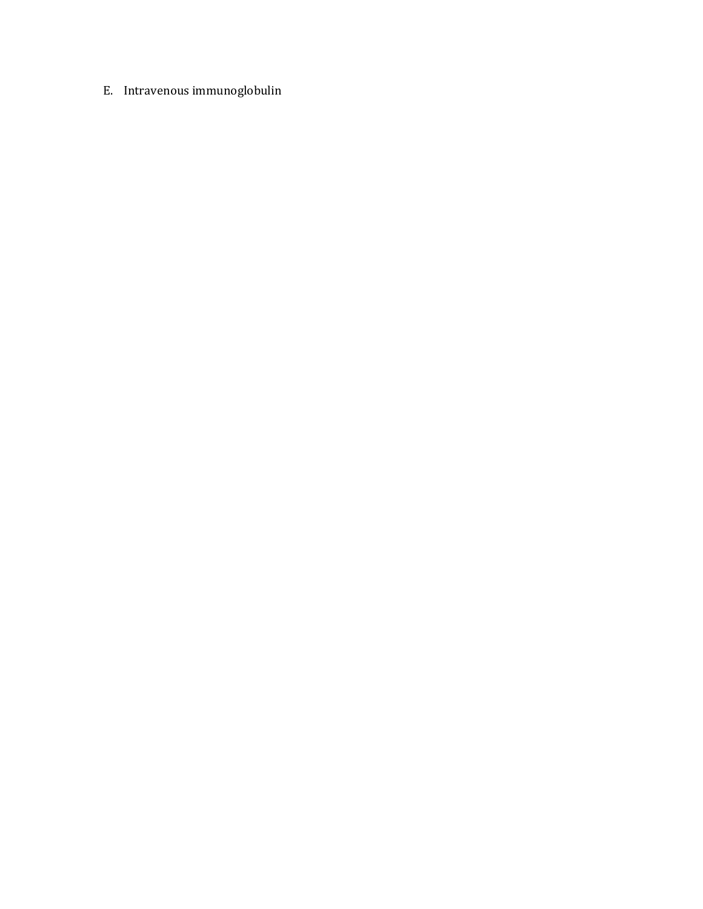E. Intravenous immunoglobulin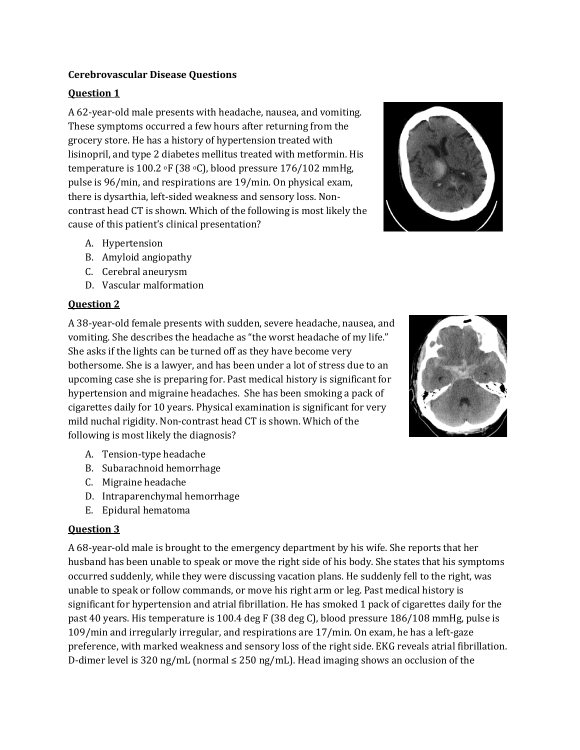**Cerebrovascular Disease Questions**

**Question 1**

A 62-year-old male presents with headache, nausea, and vomiting. These symptoms occurred a few hours after returning from the grocery store. He has a history of hypertension treated with lisinopril, and type 2 diabetes mellitus treated with metformin. His temperature is 100.2 °F (38 °C), blood pressure 176/102 mmHg, pulse is 96/min, and respirations are 19/min. On physical exam, there is dysarthia, left-sided weakness and sensory loss. Non-contrast head CT is shown. Which of the following is most likely the cause of this patient's clinical presentation?

A. Hypertension
B. Amyloid angiopathy
C. Cerebral aneurysm
D. Vascular malformation

**Question 2**

A 38-year-old female presents with sudden, severe headache, nausea, and vomiting. She describes the headache as "the worst headache of my life." She asks if the lights can be turned off as they have become very bothersome. She is a lawyer, and has been under a lot of stress due to an upcoming case she is preparing for. Past medical history is significant for hypertension and migraine headaches. She has been smoking a pack of cigarettes daily for 10 years. Physical examination is significant for very mild nuchal rigidity. Non-contrast head CT is shown. Which of the following is most likely the diagnosis?

A. Tension-type headache
B. Subarachnoid hemorrhage
C. Migraine headache
D. Intraparenchymal hemorrhage
E. Epidural hematoma

**Question 3**

A 68-year-old male is brought to the emergency department by his wife. She reports that her husband has been unable to speak or move the right side of his body. She states that his symptoms occurred suddenly, while they were discussing vacation plans. He suddenly fell to the right, was unable to speak or follow commands, or move his right arm or leg. Past medical history is significant for hypertension and atrial fibrillation. He has smoked 1 pack of cigarettes daily for the past 40 years. His temperature is 100.4 deg F (38 deg C), blood pressure 186/108 mmHg, pulse is 109/min and irregularly irregular, and respirations are 17/min. On exam, he has a left-gaze preference, with marked weakness and sensory loss of the right side. EKG reveals atrial fibrillation. D-dimer level is 320 ng/mL (normal ≤ 250 ng/mL). Head imaging shows an occlusion of the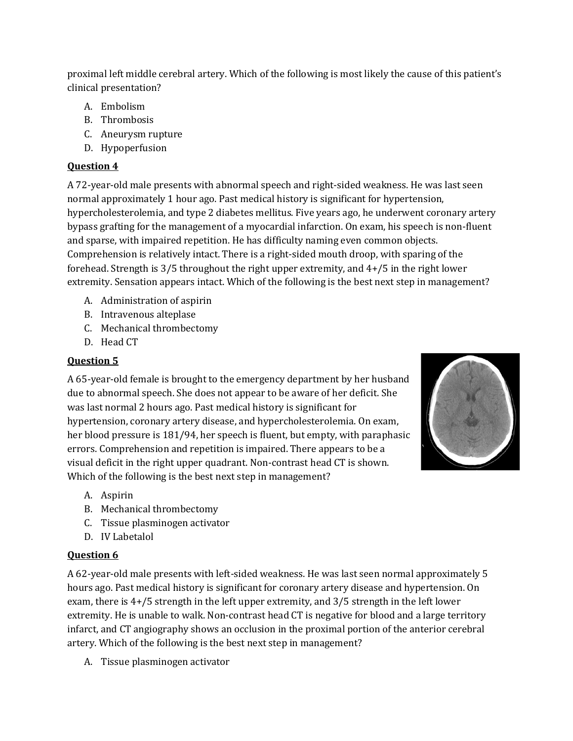proximal left middle cerebral artery. Which of the following is most likely the cause of this patient's clinical presentation?

A. Embolism
B. Thrombosis
C. Aneurysm rupture
D. Hypoperfusion

**Question 4**

A 72-year-old male presents with abnormal speech and right-sided weakness. He was last seen normal approximately 1 hour ago. Past medical history is significant for hypertension, hypercholesterolemia, and type 2 diabetes mellitus. Five years ago, he underwent coronary artery bypass grafting for the management of a myocardial infarction. On exam, his speech is non-fluent and sparse, with impaired repetition. He has difficulty naming even common objects. Comprehension is relatively intact. There is a right-sided mouth droop, with sparing of the forehead. Strength is 3/5 throughout the right upper extremity, and 4+/5 in the right lower extremity. Sensation appears intact. Which of the following is the best next step in management?

A. Administration of aspirin
B. Intravenous alteplase
C. Mechanical thrombectomy
D. Head CT

**Question 5**

A 65-year-old female is brought to the emergency department by her husband due to abnormal speech. She does not appear to be aware of her deficit. She was last normal 2 hours ago. Past medical history is significant for hypertension, coronary artery disease, and hypercholesterolemia. On exam, her blood pressure is 181/94, her speech is fluent, but empty, with paraphasic errors. Comprehension and repetition is impaired. There appears to be a visual deficit in the right upper quadrant. Non-contrast head CT is shown. Which of the following is the best next step in management?

A. Aspirin
B. Mechanical thrombectomy
C. Tissue plasminogen activator
D. IV Labetalol

**Question 6**

A 62-year-old male presents with left-sided weakness. He was last seen normal approximately 5 hours ago. Past medical history is significant for coronary artery disease and hypertension. On exam, there is 4+/5 strength in the left upper extremity, and 3/5 strength in the left lower extremity. He is unable to walk. Non-contrast head CT is negative for blood and a large territory infarct, and CT angiography shows an occlusion in the proximal portion of the anterior cerebral artery. Which of the following is the best next step in management?

A. Tissue plasminogen activator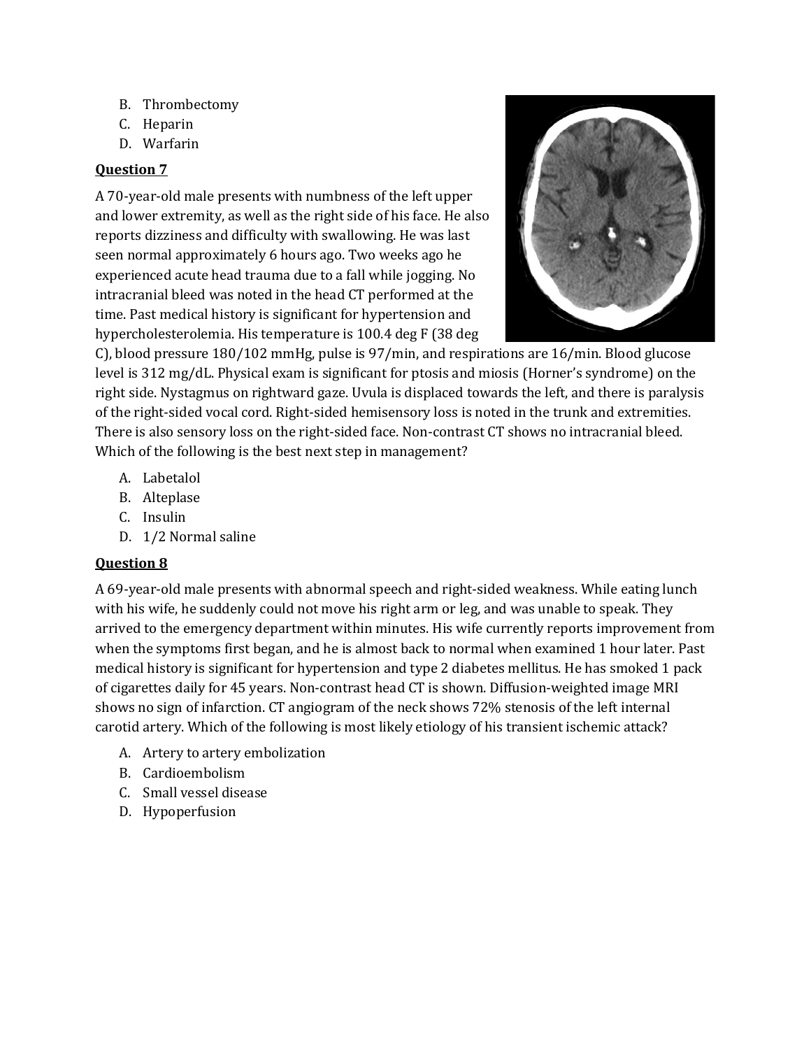B. Thrombectomy
C. Heparin
D. Warfarin

**Question 7**

A 70-year-old male presents with numbness of the left upper and lower extremity, as well as the right side of his face. He also reports dizziness and difficulty with swallowing. He was last seen normal approximately 6 hours ago. Two weeks ago he experienced acute head trauma due to a fall while jogging. No intracranial bleed was noted in the head CT performed at the time. Past medical history is significant for hypertension and hypercholesterolemia. His temperature is 100.4 deg F (38 deg C), blood pressure 180/102 mmHg, pulse is 97/min, and respirations are 16/min. Blood glucose level is 312 mg/dL. Physical exam is significant for ptosis and miosis (Horner's syndrome) on the right side. Nystagmus on rightward gaze. Uvula is displaced towards the left, and there is paralysis of the right-sided vocal cord. Right-sided hemisensory loss is noted in the trunk and extremities. There is also sensory loss on the right-sided face. Non-contrast CT shows no intracranial bleed. Which of the following is the best next step in management?

A. Labetalol
B. Alteplase
C. Insulin
D. 1/2 Normal saline

**Question 8**

A 69-year-old male presents with abnormal speech and right-sided weakness. While eating lunch with his wife, he suddenly could not move his right arm or leg, and was unable to speak. They arrived to the emergency department within minutes. His wife currently reports improvement from when the symptoms first began, and he is almost back to normal when examined 1 hour later. Past medical history is significant for hypertension and type 2 diabetes mellitus. He has smoked 1 pack of cigarettes daily for 45 years. Non-contrast head CT is shown. Diffusion-weighted image MRI shows no sign of infarction. CT angiogram of the neck shows 72% stenosis of the left internal carotid artery. Which of the following is most likely etiology of his transient ischemic attack?

A. Artery to artery embolization
B. Cardioembolism
C. Small vessel disease
D. Hypoperfusion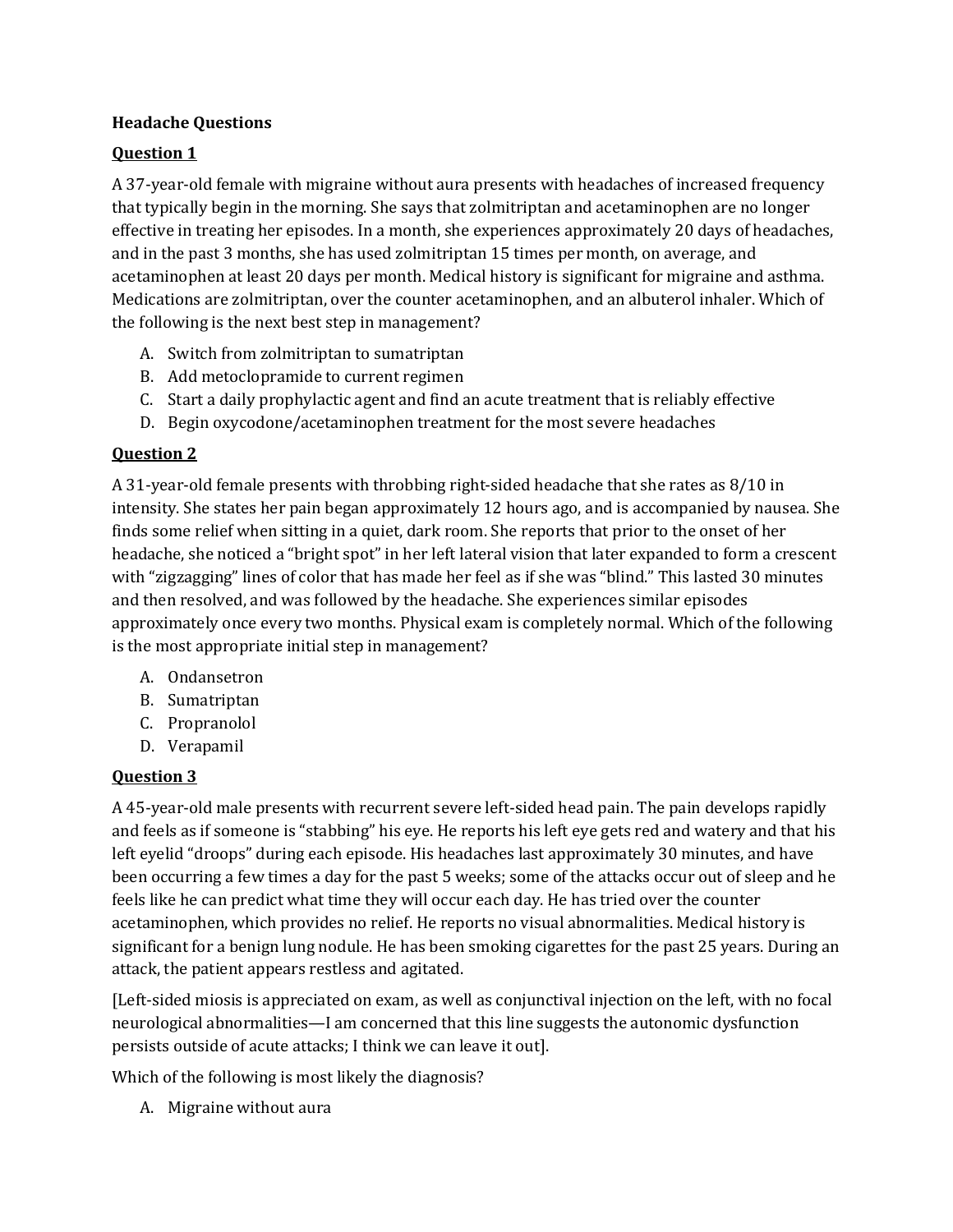**Headache Questions**

**Question 1**

A 37-year-old female with migraine without aura presents with headaches of increased frequency that typically begin in the morning. She says that zolmitriptan and acetaminophen are no longer effective in treating her episodes. In a month, she experiences approximately 20 days of headaches, and in the past 3 months, she has used zolmitriptan 15 times per month, on average, and acetaminophen at least 20 days per month. Medical history is significant for migraine and asthma. Medications are zolmitriptan, over the counter acetaminophen, and an albuterol inhaler. Which of the following is the next best step in management?

A. Switch from zolmitriptan to sumatriptan
B. Add metoclopramide to current regimen
C. Start a daily prophylactic agent and find an acute treatment that is reliably effective
D. Begin oxycodone/acetaminophen treatment for the most severe headaches

**Question 2**

A 31-year-old female presents with throbbing right-sided headache that she rates as 8/10 in intensity. She states her pain began approximately 12 hours ago, and is accompanied by nausea. She finds some relief when sitting in a quiet, dark room. She reports that prior to the onset of her headache, she noticed a "bright spot" in her left lateral vision that later expanded to form a crescent with "zigzagging" lines of color that has made her feel as if she was "blind." This lasted 30 minutes and then resolved, and was followed by the headache. She experiences similar episodes approximately once every two months. Physical exam is completely normal. Which of the following is the most appropriate initial step in management?

A. Ondansetron
B. Sumatriptan
C. Propranolol
D. Verapamil

**Question 3**

A 45-year-old male presents with recurrent severe left-sided head pain. The pain develops rapidly and feels as if someone is "stabbing" his eye. He reports his left eye gets red and watery and that his left eyelid "droops" during each episode. His headaches last approximately 30 minutes, and have been occurring a few times a day for the past 5 weeks; some of the attacks occur out of sleep and he feels like he can predict what time they will occur each day. He has tried over the counter acetaminophen, which provides no relief. He reports no visual abnormalities. Medical history is significant for a benign lung nodule. He has been smoking cigarettes for the past 25 years. During an attack, the patient appears restless and agitated.

[Left-sided miosis is appreciated on exam, as well as conjunctival injection on the left, with no focal neurological abnormalities—I am concerned that this line suggests the autonomic dysfunction persists outside of acute attacks; I think we can leave it out].

Which of the following is most likely the diagnosis?

A. Migraine without aura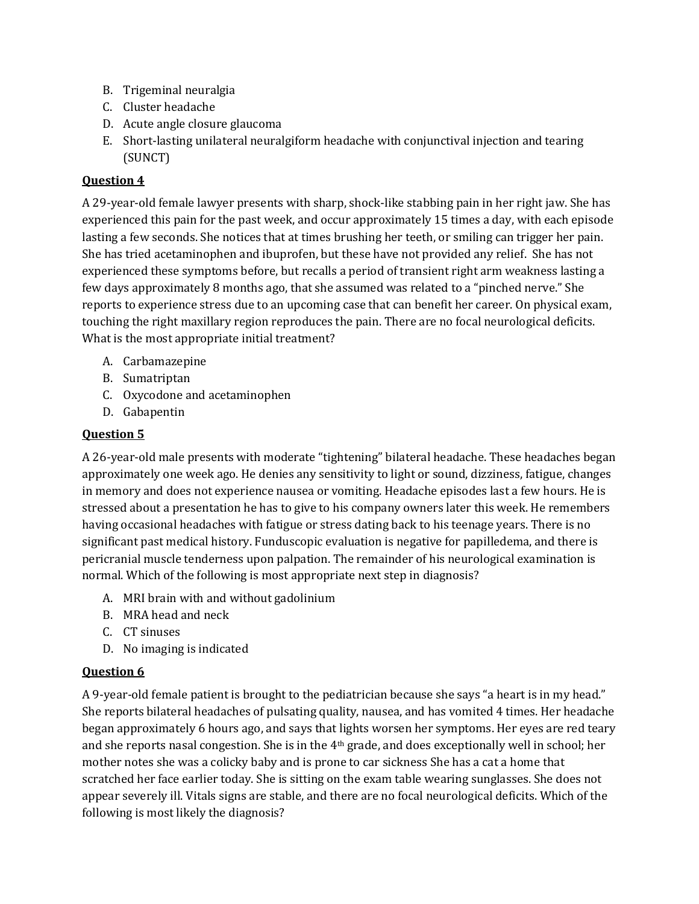B. Trigeminal neuralgia
C. Cluster headache
D. Acute angle closure glaucoma
E. Short-lasting unilateral neuralgiform headache with conjunctival injection and tearing (SUNCT)

**Question 4**

A 29-year-old female lawyer presents with sharp, shock-like stabbing pain in her right jaw. She has experienced this pain for the past week, and occur approximately 15 times a day, with each episode lasting a few seconds. She notices that at times brushing her teeth, or smiling can trigger her pain. She has tried acetaminophen and ibuprofen, but these have not provided any relief. She has not experienced these symptoms before, but recalls a period of transient right arm weakness lasting a few days approximately 8 months ago, that she assumed was related to a "pinched nerve." She reports to experience stress due to an upcoming case that can benefit her career. On physical exam, touching the right maxillary region reproduces the pain. There are no focal neurological deficits. What is the most appropriate initial treatment?

A. Carbamazepine
B. Sumatriptan
C. Oxycodone and acetaminophen
D. Gabapentin

**Question 5**

A 26-year-old male presents with moderate "tightening" bilateral headache. These headaches began approximately one week ago. He denies any sensitivity to light or sound, dizziness, fatigue, changes in memory and does not experience nausea or vomiting. Headache episodes last a few hours. He is stressed about a presentation he has to give to his company owners later this week. He remembers having occasional headaches with fatigue or stress dating back to his teenage years. There is no significant past medical history. Funduscopic evaluation is negative for papilledema, and there is pericranial muscle tenderness upon palpation. The remainder of his neurological examination is normal. Which of the following is most appropriate next step in diagnosis?

A. MRI brain with and without gadolinium
B. MRA head and neck
C. CT sinuses
D. No imaging is indicated

**Question 6**

A 9-year-old female patient is brought to the pediatrician because she says "a heart is in my head." She reports bilateral headaches of pulsating quality, nausea, and has vomited 4 times. Her headache began approximately 6 hours ago, and says that lights worsen her symptoms. Her eyes are red teary and she reports nasal congestion. She is in the 4th grade, and does exceptionally well in school; her mother notes she was a colicky baby and is prone to car sickness She has a cat a home that scratched her face earlier today. She is sitting on the exam table wearing sunglasses. She does not appear severely ill. Vitals signs are stable, and there are no focal neurological deficits. Which of the following is most likely the diagnosis?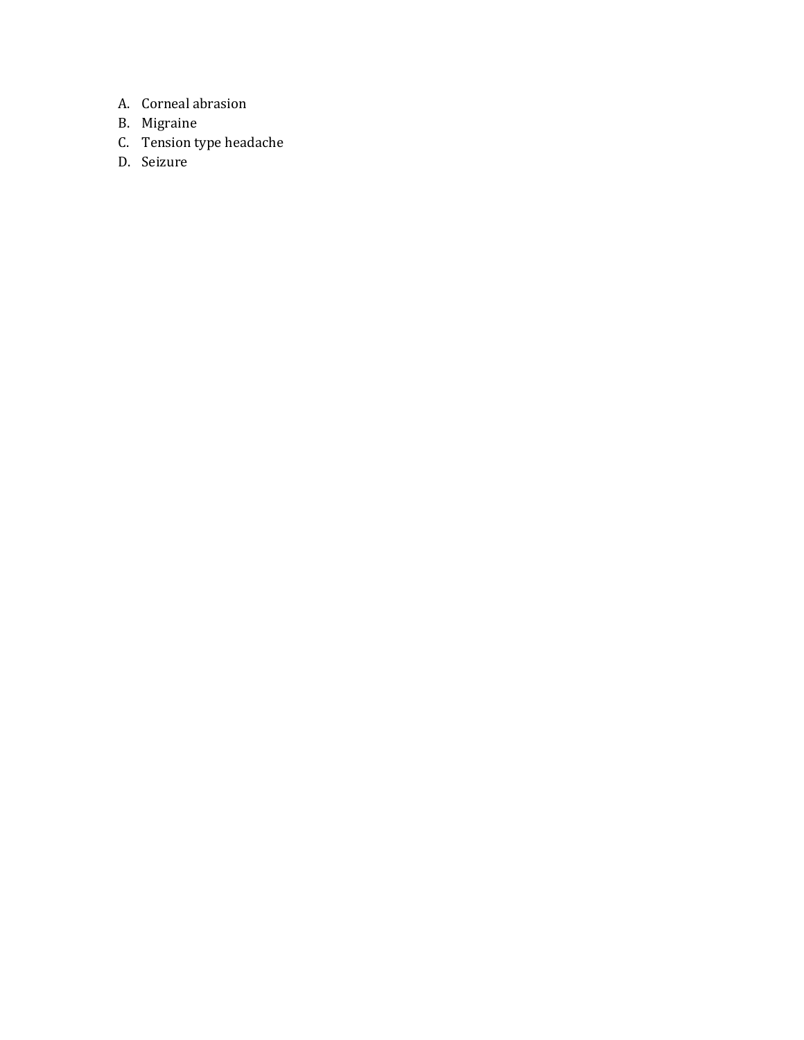A. Corneal abrasion
B. Migraine
C. Tension type headache
D. Seizure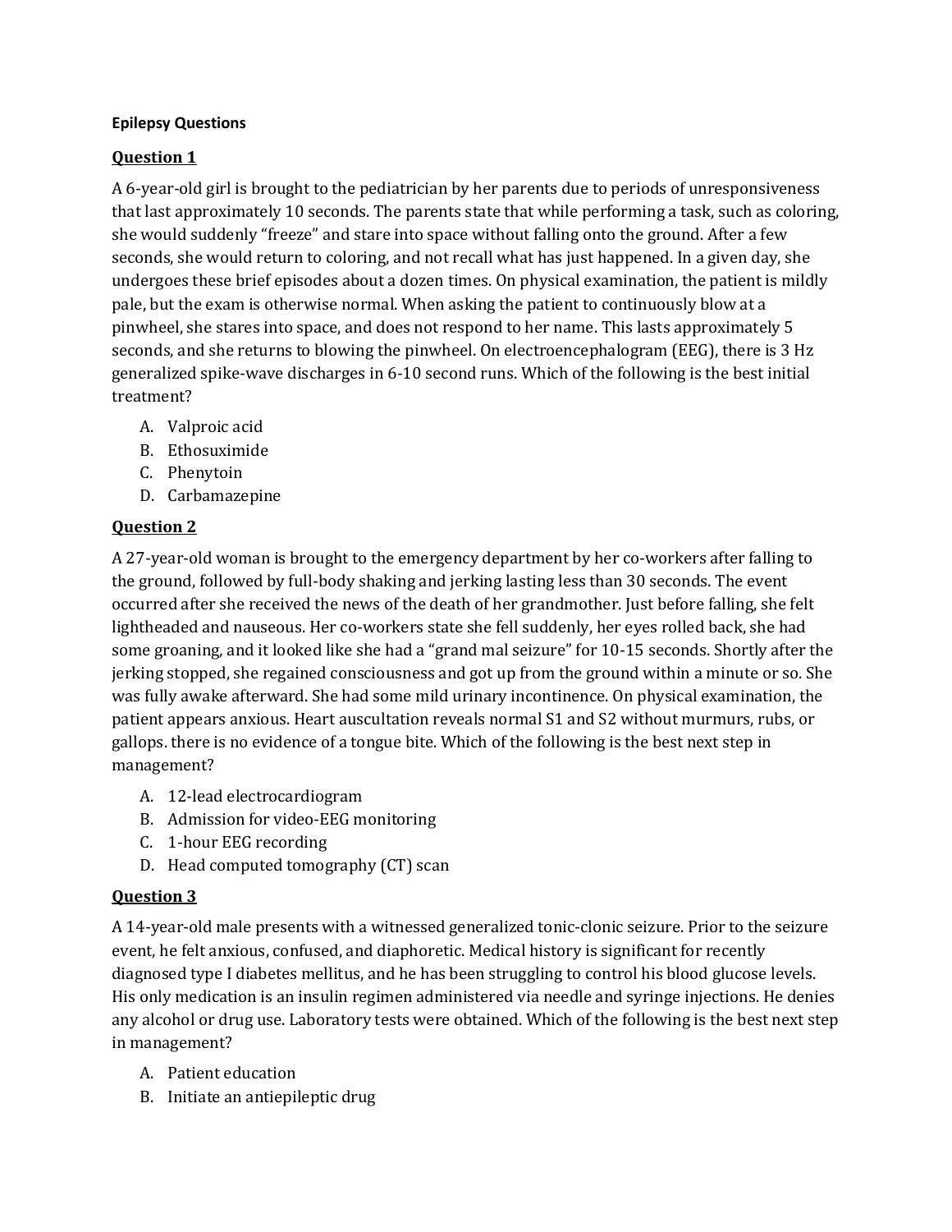**Epilepsy Questions**

## Question 1

A 6-year-old girl is brought to the pediatrician by her parents due to periods of unresponsiveness that last approximately 10 seconds. The parents state that while performing a task, such as coloring, she would suddenly "freeze" and stare into space without falling onto the ground. After a few seconds, she would return to coloring, and not recall what has just happened. In a given day, she undergoes these brief episodes about a dozen times. On physical examination, the patient is mildly pale, but the exam is otherwise normal. When asking the patient to continuously blow at a pinwheel, she stares into space, and does not respond to her name. This lasts approximately 5 seconds, and she returns to blowing the pinwheel. On electroencephalogram (EEG), there is 3 Hz generalized spike-wave discharges in 6-10 second runs. Which of the following is the best initial treatment?

A. Valproic acid
B. Ethosuximide
C. Phenytoin
D. Carbamazepine

## Question 2

A 27-year-old woman is brought to the emergency department by her co-workers after falling to the ground, followed by full-body shaking and jerking lasting less than 30 seconds. The event occurred after she received the news of the death of her grandmother. Just before falling, she felt lightheaded and nauseous. Her co-workers state she fell suddenly, her eyes rolled back, she had some groaning, and it looked like she had a "grand mal seizure" for 10-15 seconds. Shortly after the jerking stopped, she regained consciousness and got up from the ground within a minute or so. She was fully awake afterward. She had some mild urinary incontinence. On physical examination, the patient appears anxious. Heart auscultation reveals normal S1 and S2 without murmurs, rubs, or gallops. there is no evidence of a tongue bite. Which of the following is the best next step in management?

A. 12-lead electrocardiogram
B. Admission for video-EEG monitoring
C. 1-hour EEG recording
D. Head computed tomography (CT) scan

## Question 3

A 14-year-old male presents with a witnessed generalized tonic-clonic seizure. Prior to the seizure event, he felt anxious, confused, and diaphoretic. Medical history is significant for recently diagnosed type I diabetes mellitus, and he has been struggling to control his blood glucose levels. His only medication is an insulin regimen administered via needle and syringe injections. He denies any alcohol or drug use. Laboratory tests were obtained. Which of the following is the best next step in management?

A. Patient education
B. Initiate an antiepileptic drug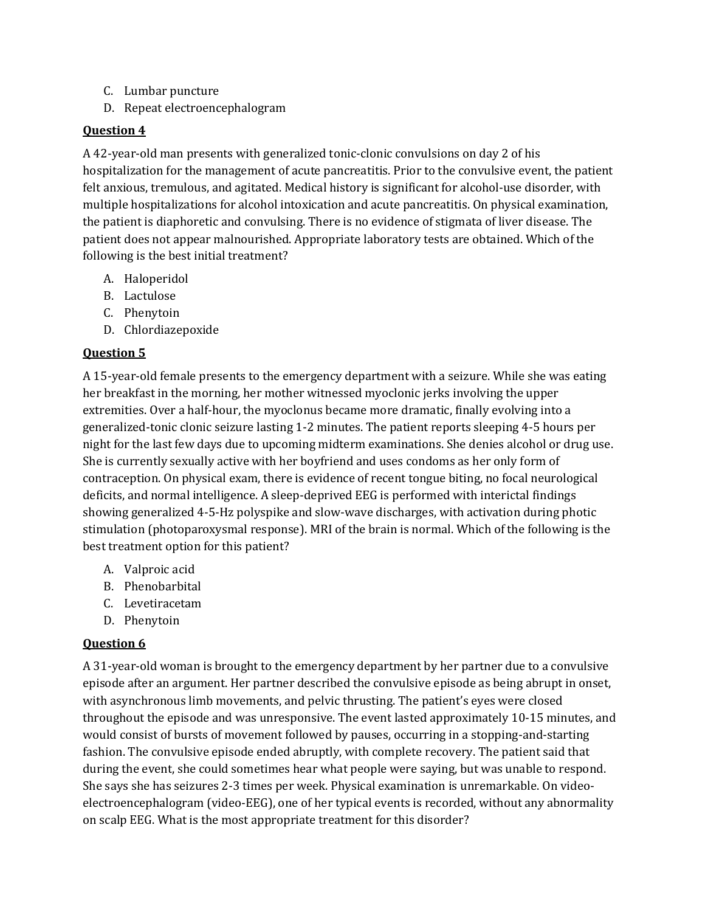C. Lumbar puncture
D. Repeat electroencephalogram

**Question 4**

A 42-year-old man presents with generalized tonic-clonic convulsions on day 2 of his hospitalization for the management of acute pancreatitis. Prior to the convulsive event, the patient felt anxious, tremulous, and agitated. Medical history is significant for alcohol-use disorder, with multiple hospitalizations for alcohol intoxication and acute pancreatitis. On physical examination, the patient is diaphoretic and convulsing. There is no evidence of stigmata of liver disease. The patient does not appear malnourished. Appropriate laboratory tests are obtained. Which of the following is the best initial treatment?

A. Haloperidol
B. Lactulose
C. Phenytoin
D. Chlordiazepoxide

**Question 5**

A 15-year-old female presents to the emergency department with a seizure. While she was eating her breakfast in the morning, her mother witnessed myoclonic jerks involving the upper extremities. Over a half-hour, the myoclonus became more dramatic, finally evolving into a generalized-tonic clonic seizure lasting 1-2 minutes. The patient reports sleeping 4-5 hours per night for the last few days due to upcoming midterm examinations. She denies alcohol or drug use. She is currently sexually active with her boyfriend and uses condoms as her only form of contraception. On physical exam, there is evidence of recent tongue biting, no focal neurological deficits, and normal intelligence. A sleep-deprived EEG is performed with interictal findings showing generalized 4-5-Hz polyspike and slow-wave discharges, with activation during photic stimulation (photoparoxysmal response). MRI of the brain is normal. Which of the following is the best treatment option for this patient?

A. Valproic acid
B. Phenobarbital
C. Levetiracetam
D. Phenytoin

**Question 6**

A 31-year-old woman is brought to the emergency department by her partner due to a convulsive episode after an argument. Her partner described the convulsive episode as being abrupt in onset, with asynchronous limb movements, and pelvic thrusting. The patient's eyes were closed throughout the episode and was unresponsive. The event lasted approximately 10-15 minutes, and would consist of bursts of movement followed by pauses, occurring in a stopping-and-starting fashion. The convulsive episode ended abruptly, with complete recovery. The patient said that during the event, she could sometimes hear what people were saying, but was unable to respond. She says she has seizures 2-3 times per week. Physical examination is unremarkable. On video-electroencephalogram (video-EEG), one of her typical events is recorded, without any abnormality on scalp EEG. What is the most appropriate treatment for this disorder?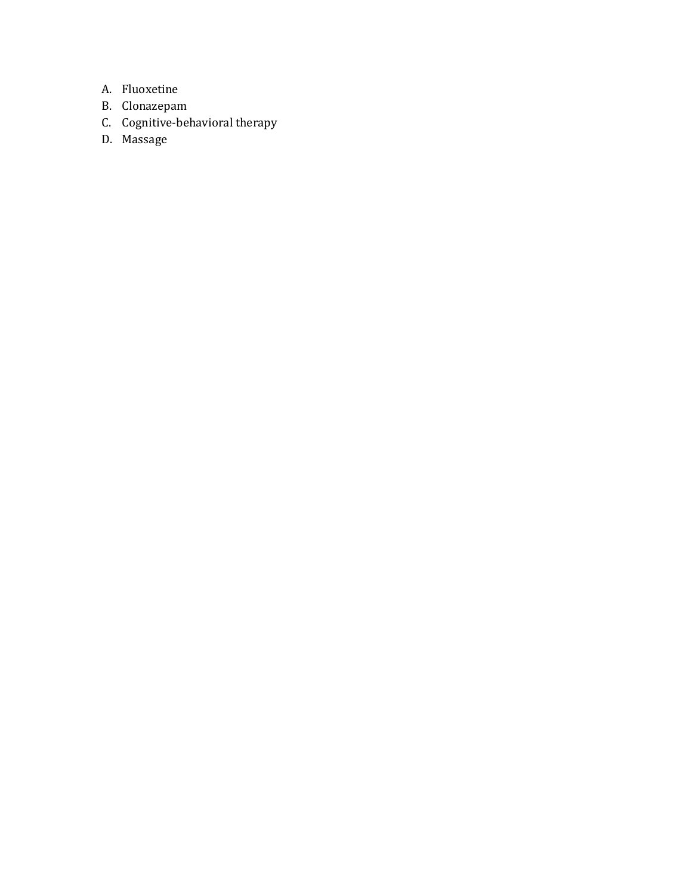A. Fluoxetine
B. Clonazepam
C. Cognitive-behavioral therapy
D. Massage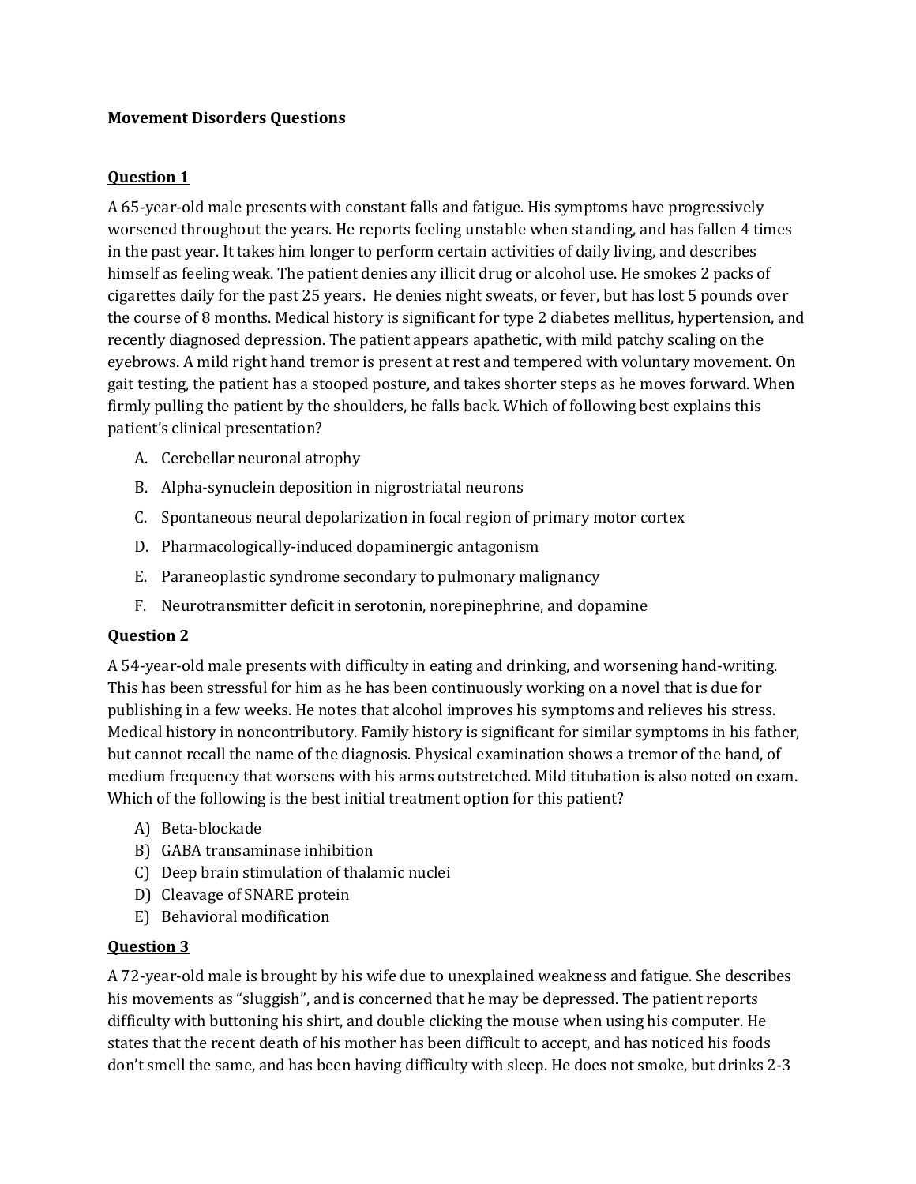**Movement Disorders Questions**

**Question 1**

A 65-year-old male presents with constant falls and fatigue. His symptoms have progressively worsened throughout the years. He reports feeling unstable when standing, and has fallen 4 times in the past year. It takes him longer to perform certain activities of daily living, and describes himself as feeling weak. The patient denies any illicit drug or alcohol use. He smokes 2 packs of cigarettes daily for the past 25 years. He denies night sweats, or fever, but has lost 5 pounds over the course of 8 months. Medical history is significant for type 2 diabetes mellitus, hypertension, and recently diagnosed depression. The patient appears apathetic, with mild patchy scaling on the eyebrows. A mild right hand tremor is present at rest and tempered with voluntary movement. On gait testing, the patient has a stooped posture, and takes shorter steps as he moves forward. When firmly pulling the patient by the shoulders, he falls back. Which of following best explains this patient's clinical presentation?

A. Cerebellar neuronal atrophy
B. Alpha-synuclein deposition in nigrostriatal neurons
C. Spontaneous neural depolarization in focal region of primary motor cortex
D. Pharmacologically-induced dopaminergic antagonism
E. Paraneoplastic syndrome secondary to pulmonary malignancy
F. Neurotransmitter deficit in serotonin, norepinephrine, and dopamine

**Question 2**

A 54-year-old male presents with difficulty in eating and drinking, and worsening hand-writing. This has been stressful for him as he has been continuously working on a novel that is due for publishing in a few weeks. He notes that alcohol improves his symptoms and relieves his stress. Medical history in noncontributory. Family history is significant for similar symptoms in his father, but cannot recall the name of the diagnosis. Physical examination shows a tremor of the hand, of medium frequency that worsens with his arms outstretched. Mild titubation is also noted on exam. Which of the following is the best initial treatment option for this patient?

A) Beta-blockade
B) GABA transaminase inhibition
C) Deep brain stimulation of thalamic nuclei
D) Cleavage of SNARE protein
E) Behavioral modification

**Question 3**

A 72-year-old male is brought by his wife due to unexplained weakness and fatigue. She describes his movements as "sluggish", and is concerned that he may be depressed. The patient reports difficulty with buttoning his shirt, and double clicking the mouse when using his computer. He states that the recent death of his mother has been difficult to accept, and has noticed his foods don't smell the same, and has been having difficulty with sleep. He does not smoke, but drinks 2-3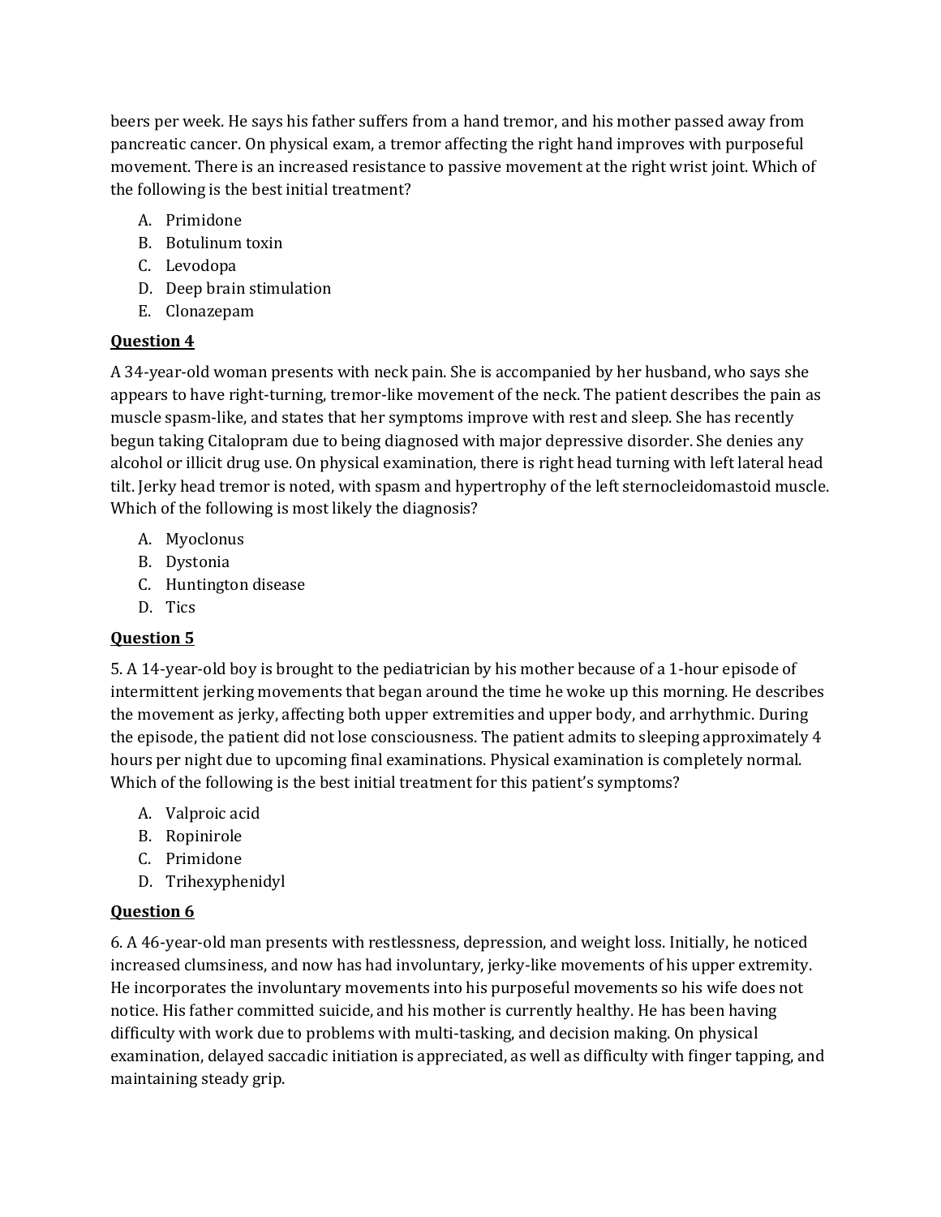beers per week. He says his father suffers from a hand tremor, and his mother passed away from pancreatic cancer. On physical exam, a tremor affecting the right hand improves with purposeful movement. There is an increased resistance to passive movement at the right wrist joint. Which of the following is the best initial treatment?

A. Primidone
B. Botulinum toxin
C. Levodopa
D. Deep brain stimulation
E. Clonazepam

**Question 4**

A 34-year-old woman presents with neck pain. She is accompanied by her husband, who says she appears to have right-turning, tremor-like movement of the neck. The patient describes the pain as muscle spasm-like, and states that her symptoms improve with rest and sleep. She has recently begun taking Citalopram due to being diagnosed with major depressive disorder. She denies any alcohol or illicit drug use. On physical examination, there is right head turning with left lateral head tilt. Jerky head tremor is noted, with spasm and hypertrophy of the left sternocleidomastoid muscle. Which of the following is most likely the diagnosis?

A. Myoclonus
B. Dystonia
C. Huntington disease
D. Tics

**Question 5**

5. A 14-year-old boy is brought to the pediatrician by his mother because of a 1-hour episode of intermittent jerking movements that began around the time he woke up this morning. He describes the movement as jerky, affecting both upper extremities and upper body, and arrhythmic. During the episode, the patient did not lose consciousness. The patient admits to sleeping approximately 4 hours per night due to upcoming final examinations. Physical examination is completely normal. Which of the following is the best initial treatment for this patient's symptoms?

A. Valproic acid
B. Ropinirole
C. Primidone
D. Trihexyphenidyl

**Question 6**

6. A 46-year-old man presents with restlessness, depression, and weight loss. Initially, he noticed increased clumsiness, and now has had involuntary, jerky-like movements of his upper extremity. He incorporates the involuntary movements into his purposeful movements so his wife does not notice. His father committed suicide, and his mother is currently healthy. He has been having difficulty with work due to problems with multi-tasking, and decision making. On physical examination, delayed saccadic initiation is appreciated, as well as difficulty with finger tapping, and maintaining steady grip.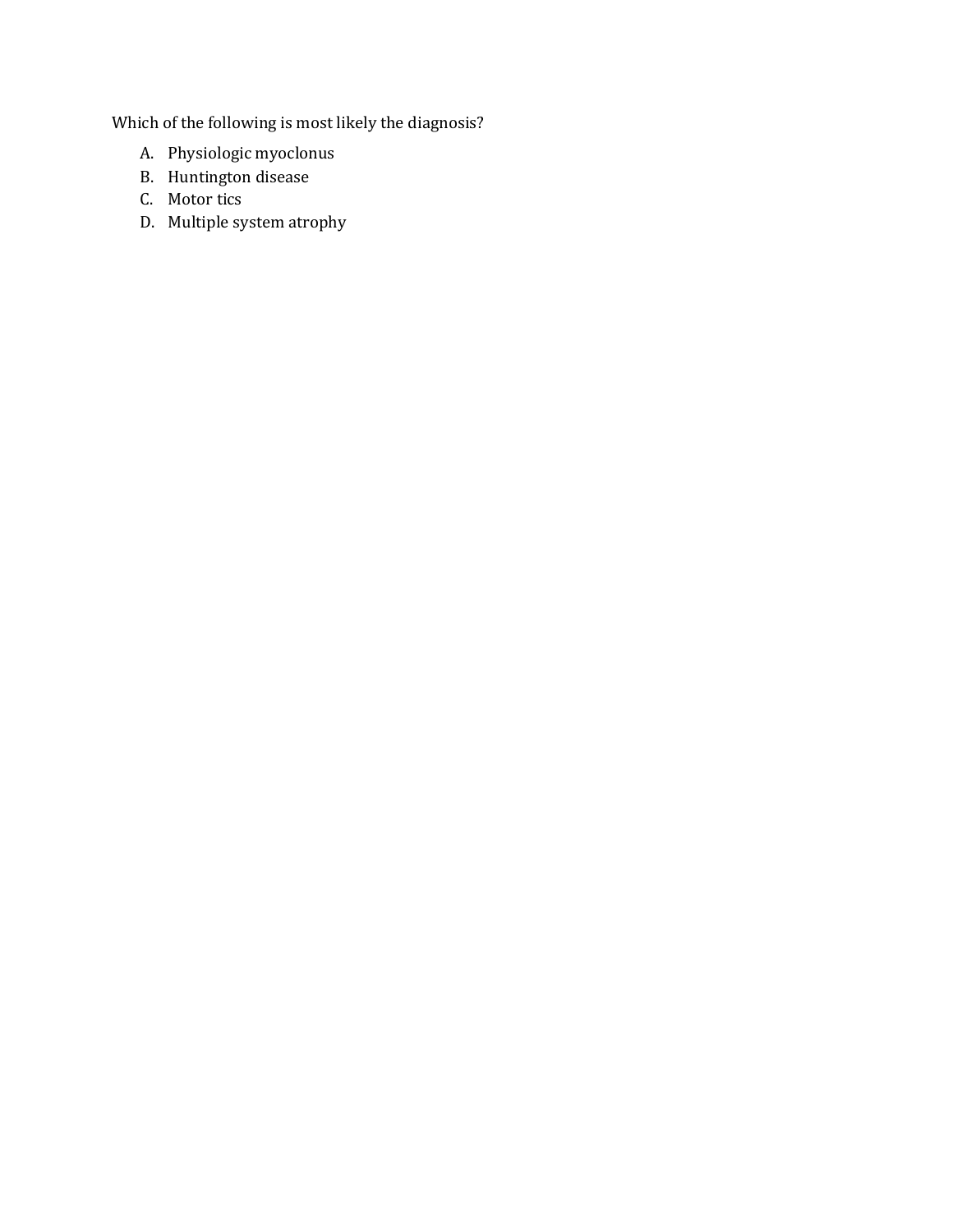Which of the following is most likely the diagnosis?

A. Physiologic myoclonus
B. Huntington disease
C. Motor tics
D. Multiple system atrophy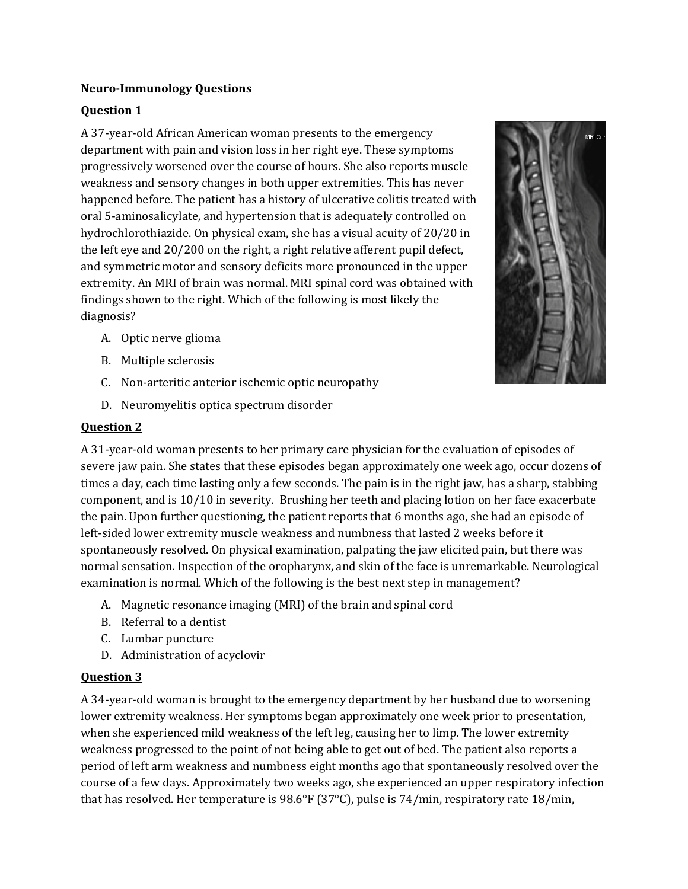**Neuro-Immunology Questions**

**Question 1**

A 37-year-old African American woman presents to the emergency department with pain and vision loss in her right eye. These symptoms progressively worsened over the course of hours. She also reports muscle weakness and sensory changes in both upper extremities. This has never happened before. The patient has a history of ulcerative colitis treated with oral 5-aminosalicylate, and hypertension that is adequately controlled on hydrochlorothiazide. On physical exam, she has a visual acuity of 20/20 in the left eye and 20/200 on the right, a right relative afferent pupil defect, and symmetric motor and sensory deficits more pronounced in the upper extremity. An MRI of brain was normal. MRI spinal cord was obtained with findings shown to the right. Which of the following is most likely the diagnosis?

A. Optic nerve glioma
B. Multiple sclerosis
C. Non-arteritic anterior ischemic optic neuropathy
D. Neuromyelitis optica spectrum disorder

**Question 2**

A 31-year-old woman presents to her primary care physician for the evaluation of episodes of severe jaw pain. She states that these episodes began approximately one week ago, occur dozens of times a day, each time lasting only a few seconds. The pain is in the right jaw, has a sharp, stabbing component, and is 10/10 in severity. Brushing her teeth and placing lotion on her face exacerbate the pain. Upon further questioning, the patient reports that 6 months ago, she had an episode of left-sided lower extremity muscle weakness and numbness that lasted 2 weeks before it spontaneously resolved. On physical examination, palpating the jaw elicited pain, but there was normal sensation. Inspection of the oropharynx, and skin of the face is unremarkable. Neurological examination is normal. Which of the following is the best next step in management?

A. Magnetic resonance imaging (MRI) of the brain and spinal cord
B. Referral to a dentist
C. Lumbar puncture
D. Administration of acyclovir

**Question 3**

A 34-year-old woman is brought to the emergency department by her husband due to worsening lower extremity weakness. Her symptoms began approximately one week prior to presentation, when she experienced mild weakness of the left leg, causing her to limp. The lower extremity weakness progressed to the point of not being able to get out of bed. The patient also reports a period of left arm weakness and numbness eight months ago that spontaneously resolved over the course of a few days. Approximately two weeks ago, she experienced an upper respiratory infection that has resolved. Her temperature is 98.6°F (37°C), pulse is 74/min, respiratory rate 18/min,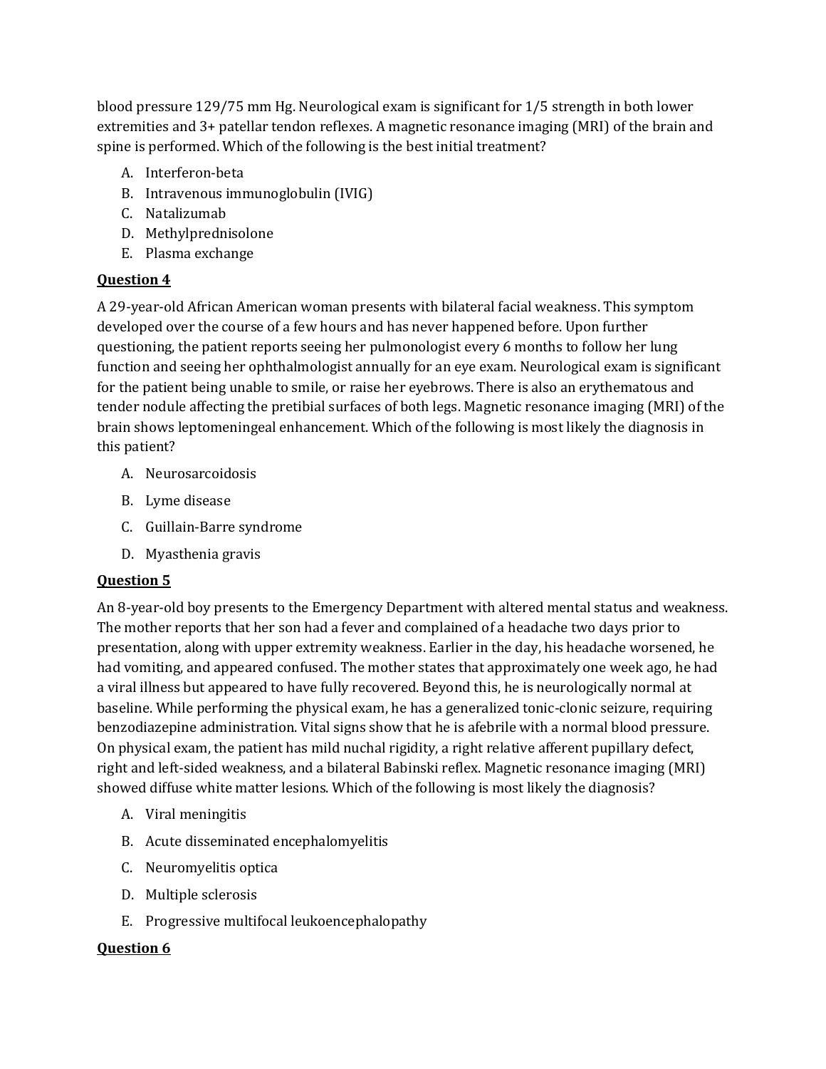blood pressure 129/75 mm Hg. Neurological exam is significant for 1/5 strength in both lower extremities and 3+ patellar tendon reflexes. A magnetic resonance imaging (MRI) of the brain and spine is performed. Which of the following is the best initial treatment?

A. Interferon-beta
B. Intravenous immunoglobulin (IVIG)
C. Natalizumab
D. Methylprednisolone
E. Plasma exchange

**Question 4**

A 29-year-old African American woman presents with bilateral facial weakness. This symptom developed over the course of a few hours and has never happened before. Upon further questioning, the patient reports seeing her pulmonologist every 6 months to follow her lung function and seeing her ophthalmologist annually for an eye exam. Neurological exam is significant for the patient being unable to smile, or raise her eyebrows. There is also an erythematous and tender nodule affecting the pretibial surfaces of both legs. Magnetic resonance imaging (MRI) of the brain shows leptomeningeal enhancement. Which of the following is most likely the diagnosis in this patient?

A. Neurosarcoidosis
B. Lyme disease
C. Guillain-Barre syndrome
D. Myasthenia gravis

**Question 5**

An 8-year-old boy presents to the Emergency Department with altered mental status and weakness. The mother reports that her son had a fever and complained of a headache two days prior to presentation, along with upper extremity weakness. Earlier in the day, his headache worsened, he had vomiting, and appeared confused. The mother states that approximately one week ago, he had a viral illness but appeared to have fully recovered. Beyond this, he is neurologically normal at baseline. While performing the physical exam, he has a generalized tonic-clonic seizure, requiring benzodiazepine administration. Vital signs show that he is afebrile with a normal blood pressure. On physical exam, the patient has mild nuchal rigidity, a right relative afferent pupillary defect, right and left-sided weakness, and a bilateral Babinski reflex. Magnetic resonance imaging (MRI) showed diffuse white matter lesions. Which of the following is most likely the diagnosis?

A. Viral meningitis
B. Acute disseminated encephalomyelitis
C. Neuromyelitis optica
D. Multiple sclerosis
E. Progressive multifocal leukoencephalopathy

**Question 6**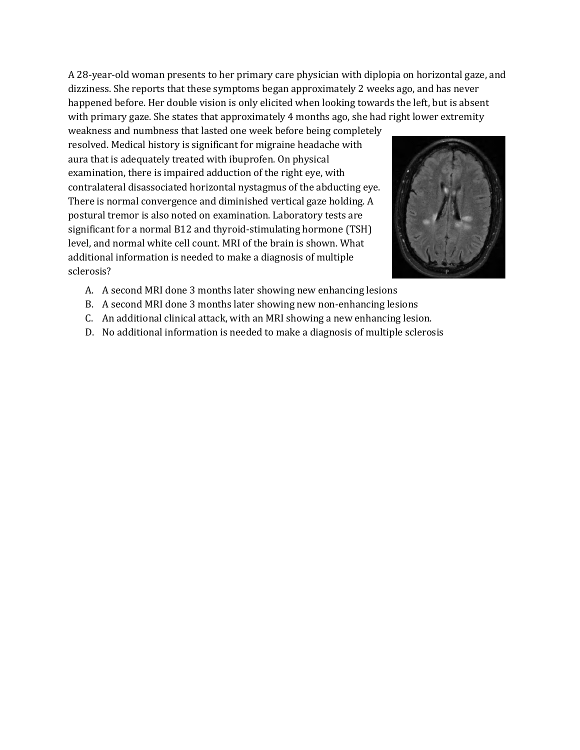A 28-year-old woman presents to her primary care physician with diplopia on horizontal gaze, and dizziness. She reports that these symptoms began approximately 2 weeks ago, and has never happened before. Her double vision is only elicited when looking towards the left, but is absent with primary gaze. She states that approximately 4 months ago, she had right lower extremity weakness and numbness that lasted one week before being completely resolved. Medical history is significant for migraine headache with aura that is adequately treated with ibuprofen. On physical examination, there is impaired adduction of the right eye, with contralateral disassociated horizontal nystagmus of the abducting eye. There is normal convergence and diminished vertical gaze holding. A postural tremor is also noted on examination. Laboratory tests are significant for a normal B12 and thyroid-stimulating hormone (TSH) level, and normal white cell count. MRI of the brain is shown. What additional information is needed to make a diagnosis of multiple sclerosis?

A. A second MRI done 3 months later showing new enhancing lesions
B. A second MRI done 3 months later showing new non-enhancing lesions
C. An additional clinical attack, with an MRI showing a new enhancing lesion.
D. No additional information is needed to make a diagnosis of multiple sclerosis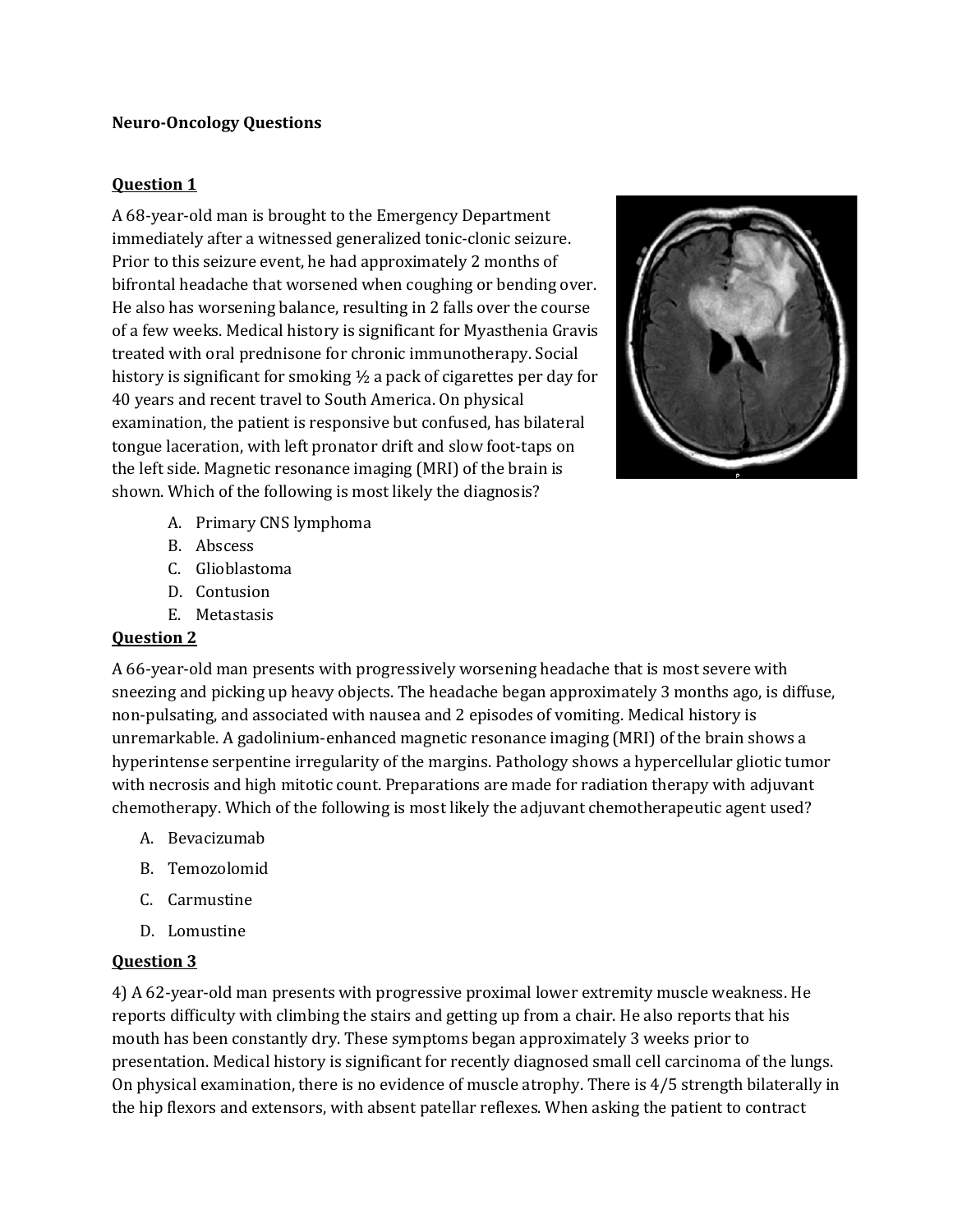**Neuro-Oncology Questions**

**Question 1**

A 68-year-old man is brought to the Emergency Department immediately after a witnessed generalized tonic-clonic seizure. Prior to this seizure event, he had approximately 2 months of bifrontal headache that worsened when coughing or bending over. He also has worsening balance, resulting in 2 falls over the course of a few weeks. Medical history is significant for Myasthenia Gravis treated with oral prednisone for chronic immunotherapy. Social history is significant for smoking ½ a pack of cigarettes per day for 40 years and recent travel to South America. On physical examination, the patient is responsive but confused, has bilateral tongue laceration, with left pronator drift and slow foot-taps on the left side. Magnetic resonance imaging (MRI) of the brain is shown. Which of the following is most likely the diagnosis?

A. Primary CNS lymphoma
B. Abscess
C. Glioblastoma
D. Contusion
E. Metastasis

**Question 2**

A 66-year-old man presents with progressively worsening headache that is most severe with sneezing and picking up heavy objects. The headache began approximately 3 months ago, is diffuse, non-pulsating, and associated with nausea and 2 episodes of vomiting. Medical history is unremarkable. A gadolinium-enhanced magnetic resonance imaging (MRI) of the brain shows a hyperintense serpentine irregularity of the margins. Pathology shows a hypercellular gliotic tumor with necrosis and high mitotic count. Preparations are made for radiation therapy with adjuvant chemotherapy. Which of the following is most likely the adjuvant chemotherapeutic agent used?

A. Bevacizumab
B. Temozolomid
C. Carmustine
D. Lomustine

**Question 3**

4) A 62-year-old man presents with progressive proximal lower extremity muscle weakness. He reports difficulty with climbing the stairs and getting up from a chair. He also reports that his mouth has been constantly dry. These symptoms began approximately 3 weeks prior to presentation. Medical history is significant for recently diagnosed small cell carcinoma of the lungs. On physical examination, there is no evidence of muscle atrophy. There is 4/5 strength bilaterally in the hip flexors and extensors, with absent patellar reflexes. When asking the patient to contract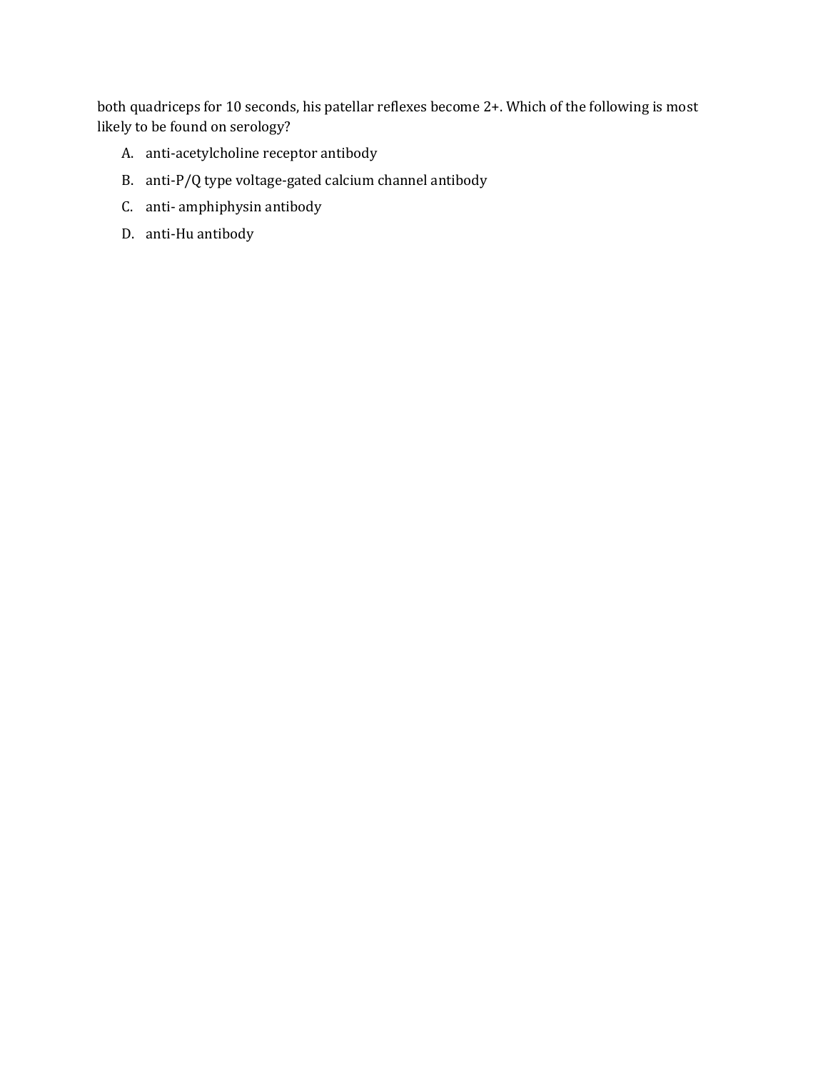both quadriceps for 10 seconds, his patellar reflexes become 2+. Which of the following is most likely to be found on serology?

A. anti-acetylcholine receptor antibody
B. anti-P/Q type voltage-gated calcium channel antibody
C. anti- amphiphysin antibody
D. anti-Hu antibody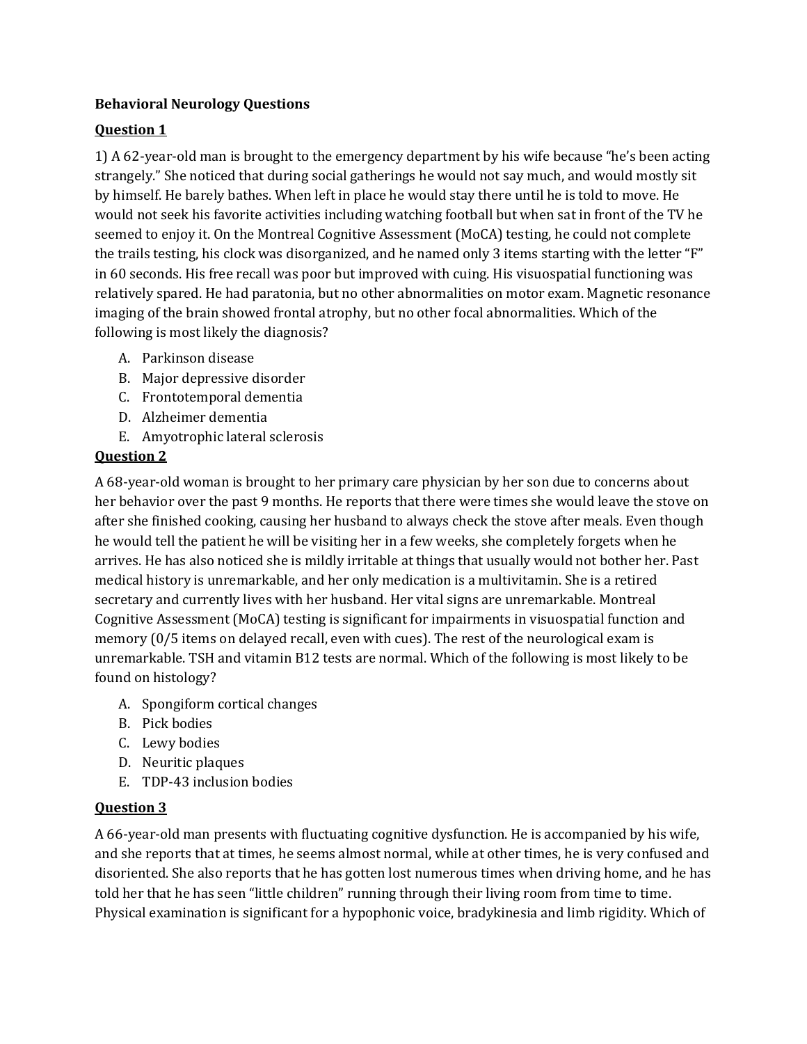**Behavioral Neurology Questions**

**Question 1**

1) A 62-year-old man is brought to the emergency department by his wife because "he's been acting strangely." She noticed that during social gatherings he would not say much, and would mostly sit by himself. He barely bathes. When left in place he would stay there until he is told to move. He would not seek his favorite activities including watching football but when sat in front of the TV he seemed to enjoy it. On the Montreal Cognitive Assessment (MoCA) testing, he could not complete the trails testing, his clock was disorganized, and he named only 3 items starting with the letter "F" in 60 seconds. His free recall was poor but improved with cuing. His visuospatial functioning was relatively spared. He had paratonia, but no other abnormalities on motor exam. Magnetic resonance imaging of the brain showed frontal atrophy, but no other focal abnormalities. Which of the following is most likely the diagnosis?

A. Parkinson disease
B. Major depressive disorder
C. Frontotemporal dementia
D. Alzheimer dementia
E. Amyotrophic lateral sclerosis

**Question 2**

A 68-year-old woman is brought to her primary care physician by her son due to concerns about her behavior over the past 9 months. He reports that there were times she would leave the stove on after she finished cooking, causing her husband to always check the stove after meals. Even though he would tell the patient he will be visiting her in a few weeks, she completely forgets when he arrives. He has also noticed she is mildly irritable at things that usually would not bother her. Past medical history is unremarkable, and her only medication is a multivitamin. She is a retired secretary and currently lives with her husband. Her vital signs are unremarkable. Montreal Cognitive Assessment (MoCA) testing is significant for impairments in visuospatial function and memory (0/5 items on delayed recall, even with cues). The rest of the neurological exam is unremarkable. TSH and vitamin B12 tests are normal. Which of the following is most likely to be found on histology?

A. Spongiform cortical changes
B. Pick bodies
C. Lewy bodies
D. Neuritic plaques
E. TDP-43 inclusion bodies

**Question 3**

A 66-year-old man presents with fluctuating cognitive dysfunction. He is accompanied by his wife, and she reports that at times, he seems almost normal, while at other times, he is very confused and disoriented. She also reports that he has gotten lost numerous times when driving home, and he has told her that he has seen "little children" running through their living room from time to time. Physical examination is significant for a hypophonic voice, bradykinesia and limb rigidity. Which of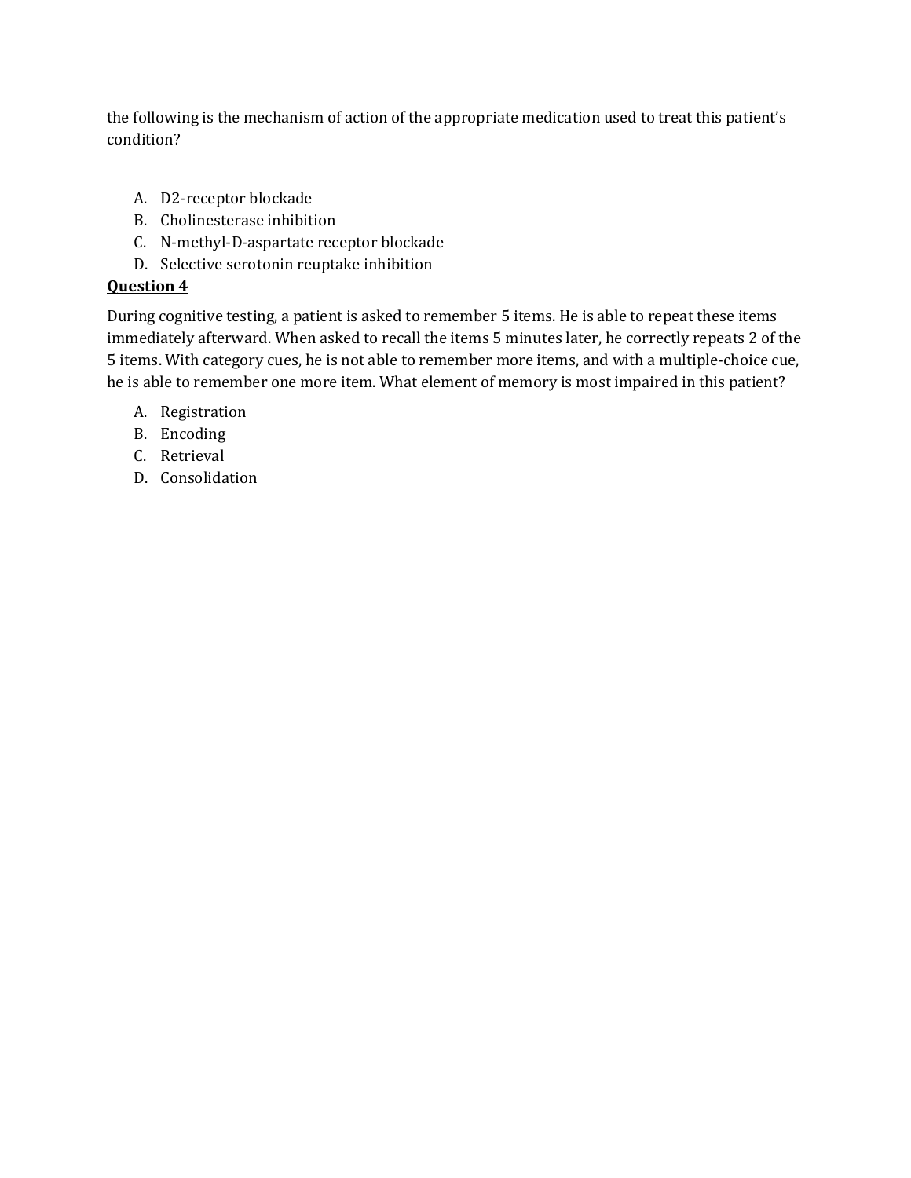the following is the mechanism of action of the appropriate medication used to treat this patient's condition?

A. D2-receptor blockade
B. Cholinesterase inhibition
C. N-methyl-D-aspartate receptor blockade
D. Selective serotonin reuptake inhibition

**Question 4**

During cognitive testing, a patient is asked to remember 5 items. He is able to repeat these items immediately afterward. When asked to recall the items 5 minutes later, he correctly repeats 2 of the 5 items. With category cues, he is not able to remember more items, and with a multiple-choice cue, he is able to remember one more item. What element of memory is most impaired in this patient?

A. Registration
B. Encoding
C. Retrieval
D. Consolidation